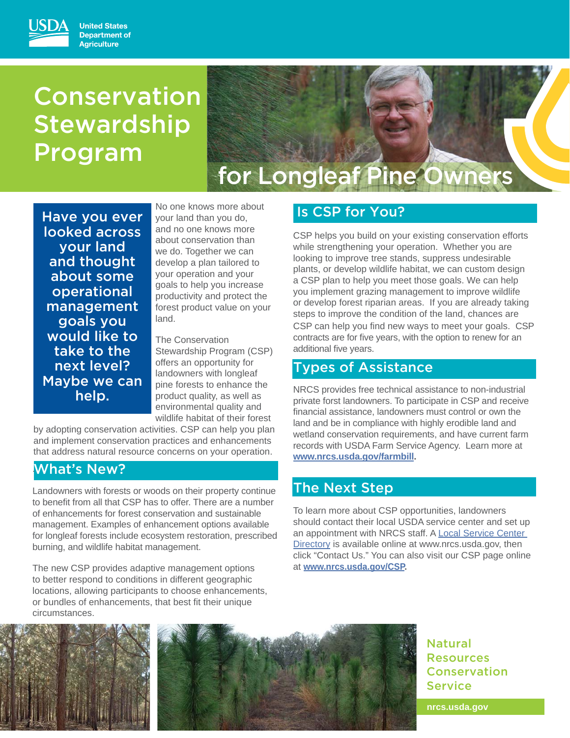United States Department of Agriculture

# Conservation Stewardship Program for Longleaf Pine Owners

**Have you ever looked across your land and thought about some operational management goals you would like to take to the next level? Maybe we can help.**

No one knows more about your land than you do, and no one knows more about conservation than we do. Together we can develop a plan tailored to your operation and your goals to help you increase productivity and protect the forest product value on your land.

The Conservation Stewardship Program (CSP) offers an opportunity for landowners with longleaf pine forests to enhance the product quality, as well as environmental quality and wildlife habitat of their forest by adopting conservation activities. CSP can help you plan and implement conservation practices and enhancements that address natural resource concerns on your operation.

## What's New?

Landowners with forests or woods on their property continue to benefit from all that CSP has to offer. There are a number of enhancements for forest conservation and sustainable management. Examples of enhancement options available for longleaf forests include ecosystem restoration, prescribed burning, and wildlife habitat management.

The new CSP provides adaptive management options to better respond to conditions in different geographic locations, allowing participants to choose enhancements, or bundles of enhancements, that best fit their unique circumstances.

## Is CSP for You?

CSP helps you build on your existing conservation efforts while strengthening your operation. Whether you are looking to improve tree stands, suppress undesirable plants, or develop wildlife habitat, we can custom design a CSP plan to help you meet those goals. We can help you implement grazing management to improve wildlife or develop forest riparian areas. If you are already taking steps to improve the condition of the land, chances are CSP can help you find new ways to meet your goals. CSP contracts are for five years, with the option to renew for an additional five years.

## Types of Assistance

NRCS provides free technical assistance to non-industrial private forst landowners. To participate in CSP and receive financial assistance, landowners must control or own the land and be in compliance with highly erodible land and wetland conservation requirements, and have current farm records with USDA Farm Service Agency. Learn more at **www.nrcs.usda.gov/farmbill**.

## The Next Step

To learn more about CSP opportunities, landowners should contact their local USDA service center and set up an appointment with NRCS staff. A Local Service Center Directory is available online at www.nrcs.usda.gov, then click "Contact Us." You can also visit our CSP page online at **www.nrcs.usda.gov/CSP**.

Natural Resources Conservation Service

nrcs.usda.gov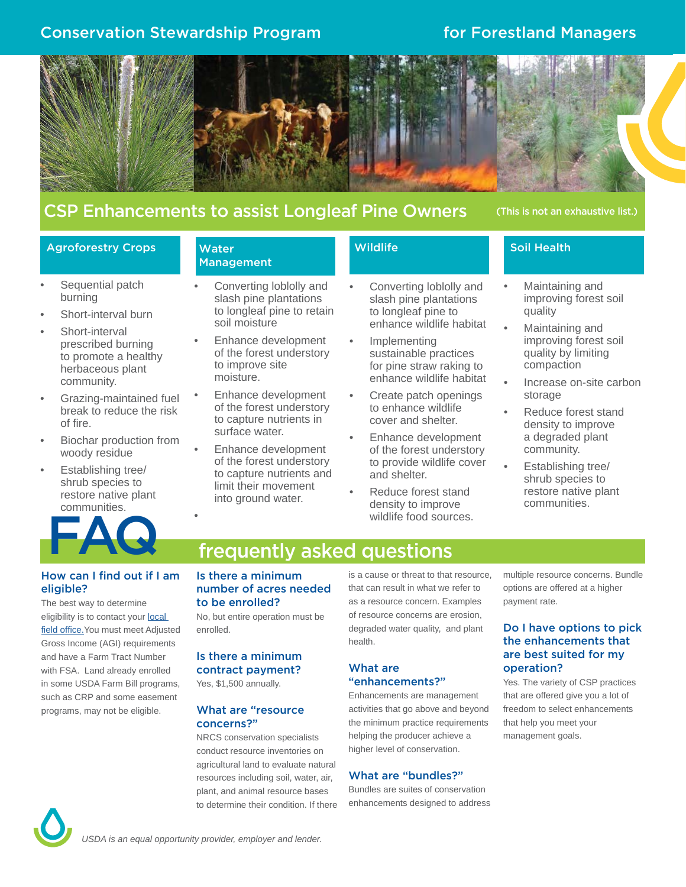# Conservation Stewardship Program for Forestland Managers

## CSP Enhancements to assist Longleaf Pine Owners

(This is not an exhaustive list.)

### Agroforestry Crops

- Sequential patch burning
- Short-interval burn
- Short-interval prescribed burning to promote a healthy herbaceous plant community.
- Grazing-maintained fuel break to reduce the risk of fire.
- Biochar production from woody residue
- Establishing tree/ shrub species to restore native plant communities.

### Water Management

- Converting loblolly and slash pine plantations to longleaf pine to retain soil moisture
- Enhance development of the forest understory to improve site moisture.
- Enhance development of the forest understory to capture nutrients in surface water.
- Enhance development of the forest understory to capture nutrients and limit their movement into ground water.

### Wildlife

- Converting loblolly and slash pine plantations to longleaf pine to enhance wildlife habitat
- Implementing sustainable practices for pine straw raking to enhance wildlife habitat
- Create patch openings to enhance wildlife cover and shelter.
- Enhance development of the forest understory to provide wildlife cover and shelter.
- Reduce forest stand density to improve wildlife food sources.

### Soil Health

- Maintaining and improving forest soil quality
- Maintaining and improving forest soil quality by limiting compaction
- Increase on-site carbon storage
- Reduce forest stand density to improve a degraded plant community.
- Establishing tree/ shrub species to restore native plant communities.

## FAQ frequently asked questions

### How can I find out if I am eligible?

The best way to determine eligibility is to contact your local field office. You must meet Adjusted Gross Income (AGI) requirements and have a Farm Tract Number with FSA. Land already enrolled in some USDA Farm Bill programs, such as CRP and some easement programs, may not be eligible.

### Is there a minimum number of acres needed to be enrolled?

No, but entire operation must be enrolled.

### Is there a minimum contract payment?

Yes, $1,500 annually.

### What are "resource concerns?"

NRCS conservation specialists conduct resource inventories on agricultural land to evaluate natural resources including soil, water, air, plant, and animal resource bases to determine their condition. If there is a cause or threat to that resource, that can result in what we refer to as a resource concern. Examples of resource concerns are erosion, degraded water quality, and plant health.

### What are "enhancements?"

Enhancements are management activities that go above and beyond the minimum practice requirements helping the producer achieve a higher level of conservation.

### What are "bundles?"

Bundles are suites of conservation enhancements designed to address multiple resource concerns. Bundle options are offered at a higher payment rate.

### Do I have options to pick the enhancements that are best suited for my operation?

Yes. The variety of CSP practices that are offered give you a lot of freedom to select enhancements that help you meet your management goals.

*USDA is an equal opportunity provider, employer and lender.*